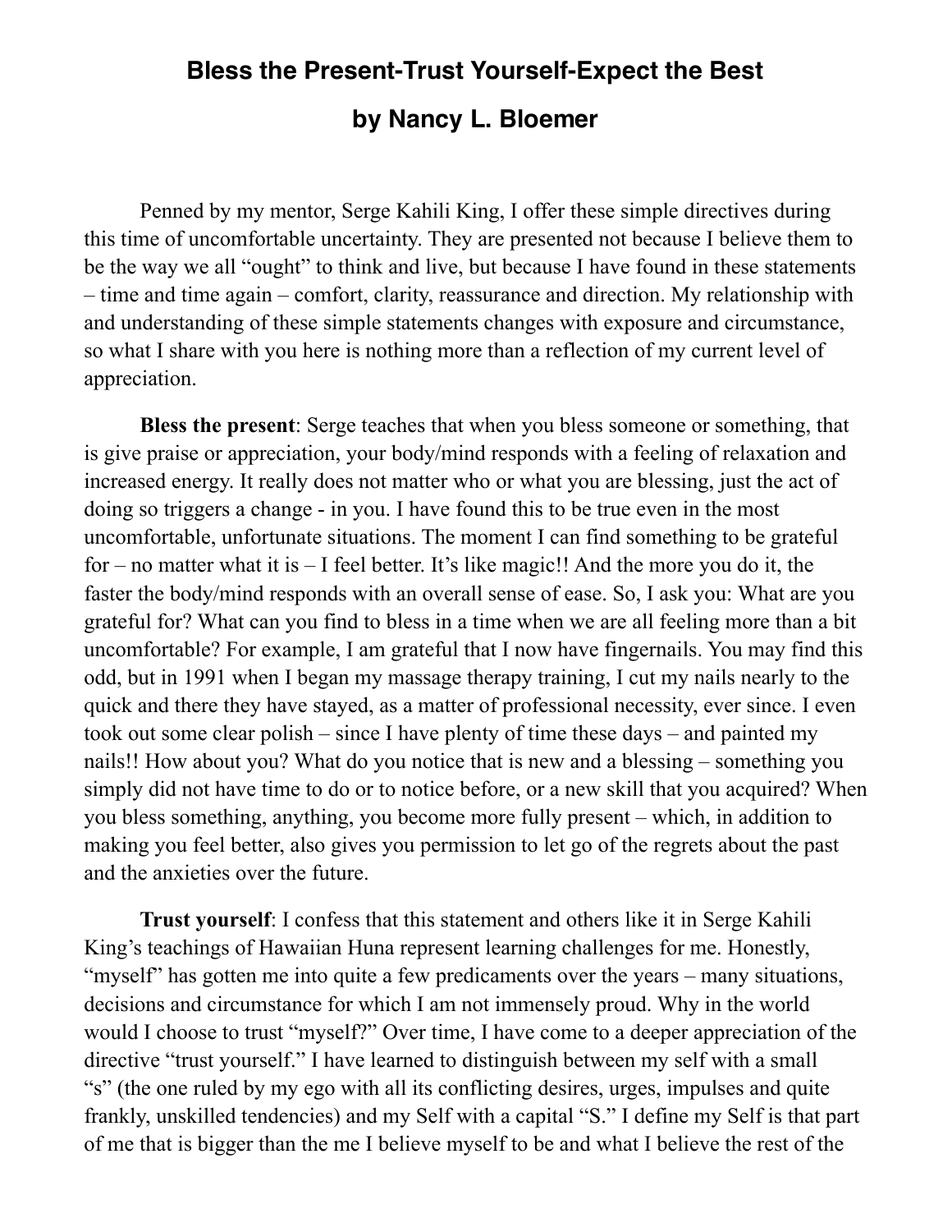# Bless the Present-Trust Yourself-Expect the Best

## by Nancy L. Bloemer

Penned by my mentor, Serge Kahili King, I offer these simple directives during this time of uncomfortable uncertainty. They are presented not because I believe them to be the way we all "ought" to think and live, but because I have found in these statements – time and time again – comfort, clarity, reassurance and direction. My relationship with and understanding of these simple statements changes with exposure and circumstance, so what I share with you here is nothing more than a reflection of my current level of appreciation.

**Bless the present**: Serge teaches that when you bless someone or something, that is give praise or appreciation, your body/mind responds with a feeling of relaxation and increased energy. It really does not matter who or what you are blessing, just the act of doing so triggers a change - in you. I have found this to be true even in the most uncomfortable, unfortunate situations. The moment I can find something to be grateful for – no matter what it is – I feel better. It's like magic!! And the more you do it, the faster the body/mind responds with an overall sense of ease. So, I ask you: What are you grateful for? What can you find to bless in a time when we are all feeling more than a bit uncomfortable? For example, I am grateful that I now have fingernails. You may find this odd, but in 1991 when I began my massage therapy training, I cut my nails nearly to the quick and there they have stayed, as a matter of professional necessity, ever since. I even took out some clear polish – since I have plenty of time these days – and painted my nails!! How about you? What do you notice that is new and a blessing – something you simply did not have time to do or to notice before, or a new skill that you acquired? When you bless something, anything, you become more fully present – which, in addition to making you feel better, also gives you permission to let go of the regrets about the past and the anxieties over the future.

**Trust yourself**: I confess that this statement and others like it in Serge Kahili King's teachings of Hawaiian Huna represent learning challenges for me. Honestly, "myself" has gotten me into quite a few predicaments over the years – many situations, decisions and circumstance for which I am not immensely proud. Why in the world would I choose to trust "myself?" Over time, I have come to a deeper appreciation of the directive "trust yourself." I have learned to distinguish between my self with a small "s" (the one ruled by my ego with all its conflicting desires, urges, impulses and quite frankly, unskilled tendencies) and my Self with a capital "S." I define my Self is that part of me that is bigger than the me I believe myself to be and what I believe the rest of the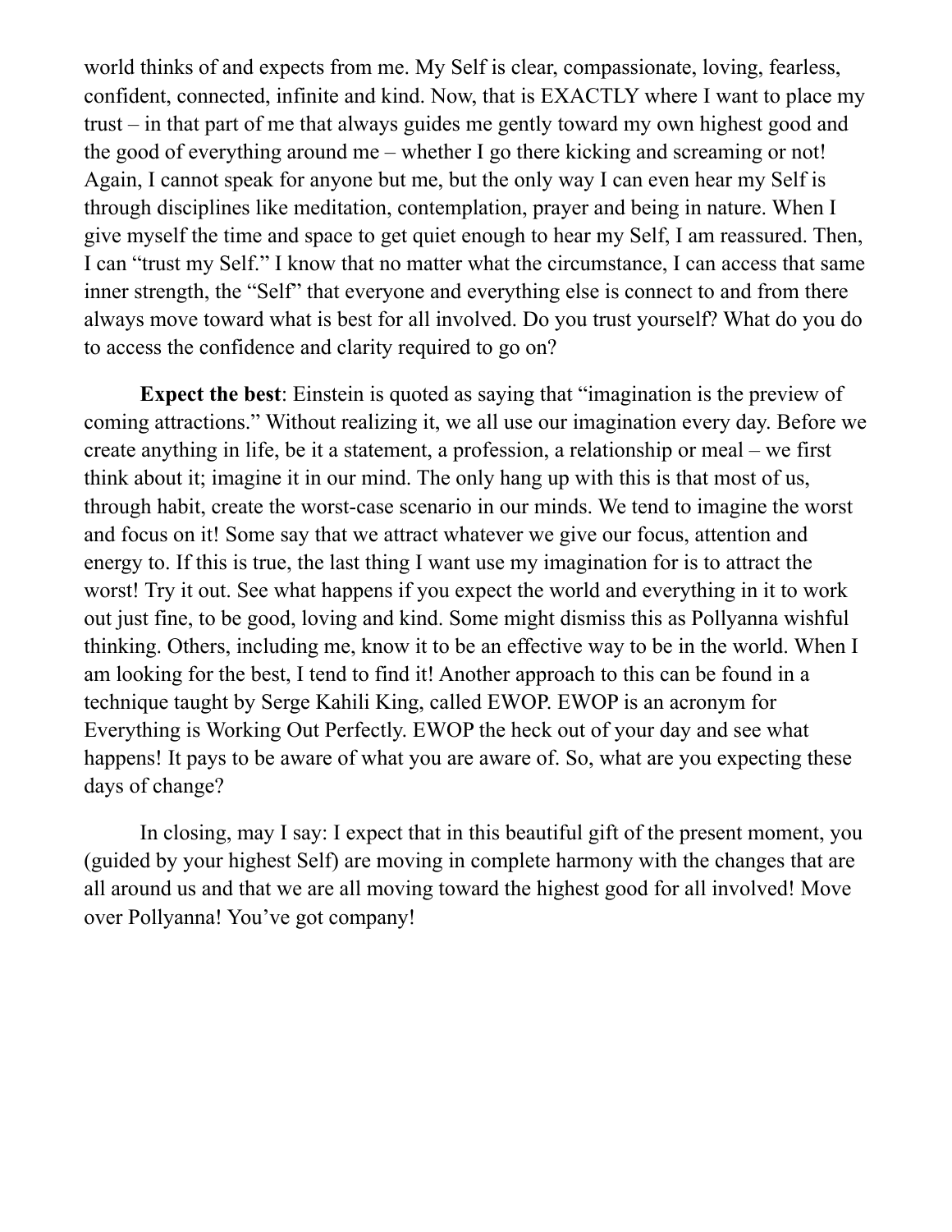world thinks of and expects from me. My Self is clear, compassionate, loving, fearless, confident, connected, infinite and kind. Now, that is EXACTLY where I want to place my trust – in that part of me that always guides me gently toward my own highest good and the good of everything around me – whether I go there kicking and screaming or not! Again, I cannot speak for anyone but me, but the only way I can even hear my Self is through disciplines like meditation, contemplation, prayer and being in nature. When I give myself the time and space to get quiet enough to hear my Self, I am reassured. Then, I can "trust my Self." I know that no matter what the circumstance, I can access that same inner strength, the "Self" that everyone and everything else is connect to and from there always move toward what is best for all involved. Do you trust yourself? What do you do to access the confidence and clarity required to go on?

**Expect the best**: Einstein is quoted as saying that "imagination is the preview of coming attractions." Without realizing it, we all use our imagination every day. Before we create anything in life, be it a statement, a profession, a relationship or meal – we first think about it; imagine it in our mind. The only hang up with this is that most of us, through habit, create the worst-case scenario in our minds. We tend to imagine the worst and focus on it! Some say that we attract whatever we give our focus, attention and energy to. If this is true, the last thing I want use my imagination for is to attract the worst! Try it out. See what happens if you expect the world and everything in it to work out just fine, to be good, loving and kind. Some might dismiss this as Pollyanna wishful thinking. Others, including me, know it to be an effective way to be in the world. When I am looking for the best, I tend to find it! Another approach to this can be found in a technique taught by Serge Kahili King, called EWOP. EWOP is an acronym for Everything is Working Out Perfectly. EWOP the heck out of your day and see what happens! It pays to be aware of what you are aware of. So, what are you expecting these days of change?

In closing, may I say: I expect that in this beautiful gift of the present moment, you (guided by your highest Self) are moving in complete harmony with the changes that are all around us and that we are all moving toward the highest good for all involved! Move over Pollyanna! You've got company!